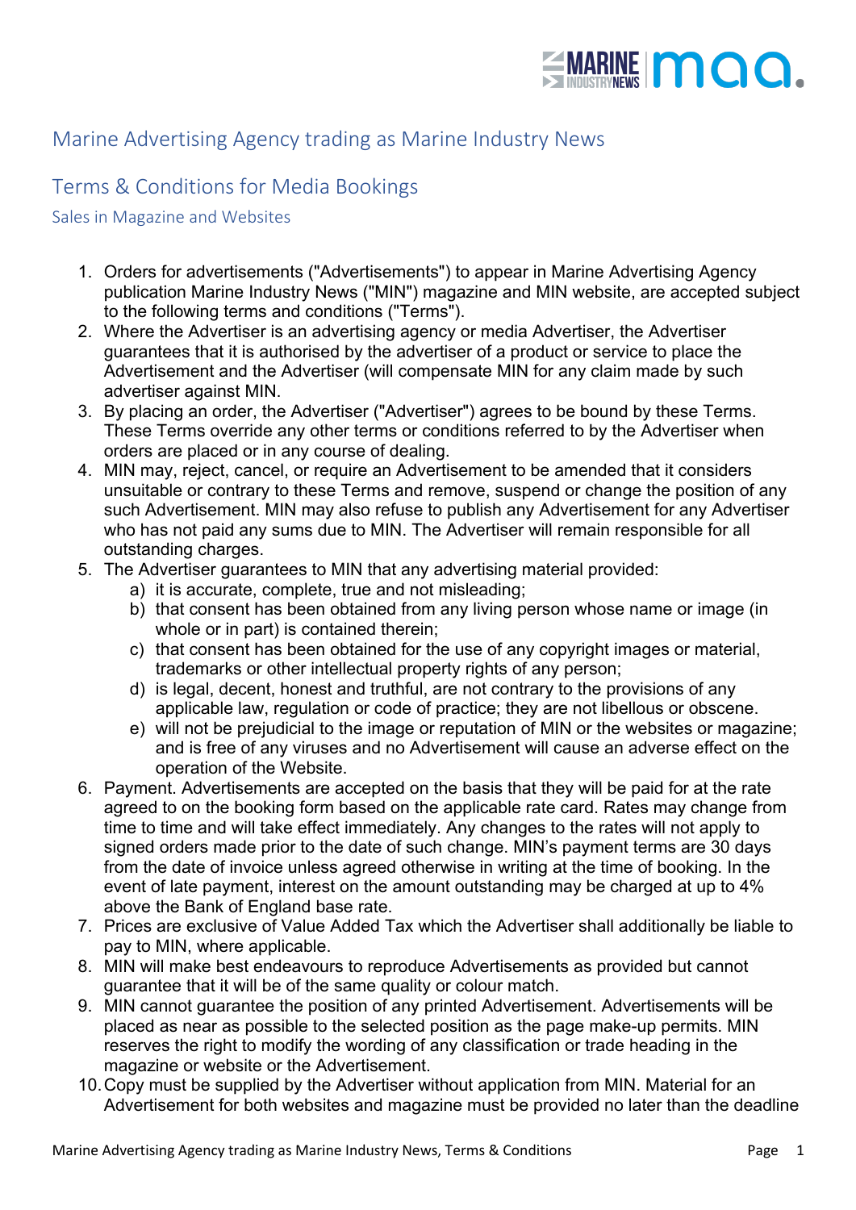# Marine Advertising Agency trading as Marine Industry News

## Terms & Conditions for Media Bookings

### Sales in Magazine and Websites

1. Orders for advertisements ("Advertisements") to appear in Marine Advertising Agency publication Marine Industry News ("MIN") magazine and MIN website, are accepted subject to the following terms and conditions ("Terms").
2. Where the Advertiser is an advertising agency or media Advertiser, the Advertiser guarantees that it is authorised by the advertiser of a product or service to place the Advertisement and the Advertiser (will compensate MIN for any claim made by such advertiser against MIN.
3. By placing an order, the Advertiser ("Advertiser") agrees to be bound by these Terms. These Terms override any other terms or conditions referred to by the Advertiser when orders are placed or in any course of dealing.
4. MIN may, reject, cancel, or require an Advertisement to be amended that it considers unsuitable or contrary to these Terms and remove, suspend or change the position of any such Advertisement. MIN may also refuse to publish any Advertisement for any Advertiser who has not paid any sums due to MIN. The Advertiser will remain responsible for all outstanding charges.
5. The Advertiser guarantees to MIN that any advertising material provided:
   a) it is accurate, complete, true and not misleading;
   b) that consent has been obtained from any living person whose name or image (in whole or in part) is contained therein;
   c) that consent has been obtained for the use of any copyright images or material, trademarks or other intellectual property rights of any person;
   d) is legal, decent, honest and truthful, are not contrary to the provisions of any applicable law, regulation or code of practice; they are not libellous or obscene.
   e) will not be prejudicial to the image or reputation of MIN or the websites or magazine; and is free of any viruses and no Advertisement will cause an adverse effect on the operation of the Website.
6. Payment. Advertisements are accepted on the basis that they will be paid for at the rate agreed to on the booking form based on the applicable rate card. Rates may change from time to time and will take effect immediately. Any changes to the rates will not apply to signed orders made prior to the date of such change. MIN's payment terms are 30 days from the date of invoice unless agreed otherwise in writing at the time of booking. In the event of late payment, interest on the amount outstanding may be charged at up to 4% above the Bank of England base rate.
7. Prices are exclusive of Value Added Tax which the Advertiser shall additionally be liable to pay to MIN, where applicable.
8. MIN will make best endeavours to reproduce Advertisements as provided but cannot guarantee that it will be of the same quality or colour match.
9. MIN cannot guarantee the position of any printed Advertisement. Advertisements will be placed as near as possible to the selected position as the page make-up permits. MIN reserves the right to modify the wording of any classification or trade heading in the magazine or website or the Advertisement.
10. Copy must be supplied by the Advertiser without application from MIN. Material for an Advertisement for both websites and magazine must be provided no later than the deadline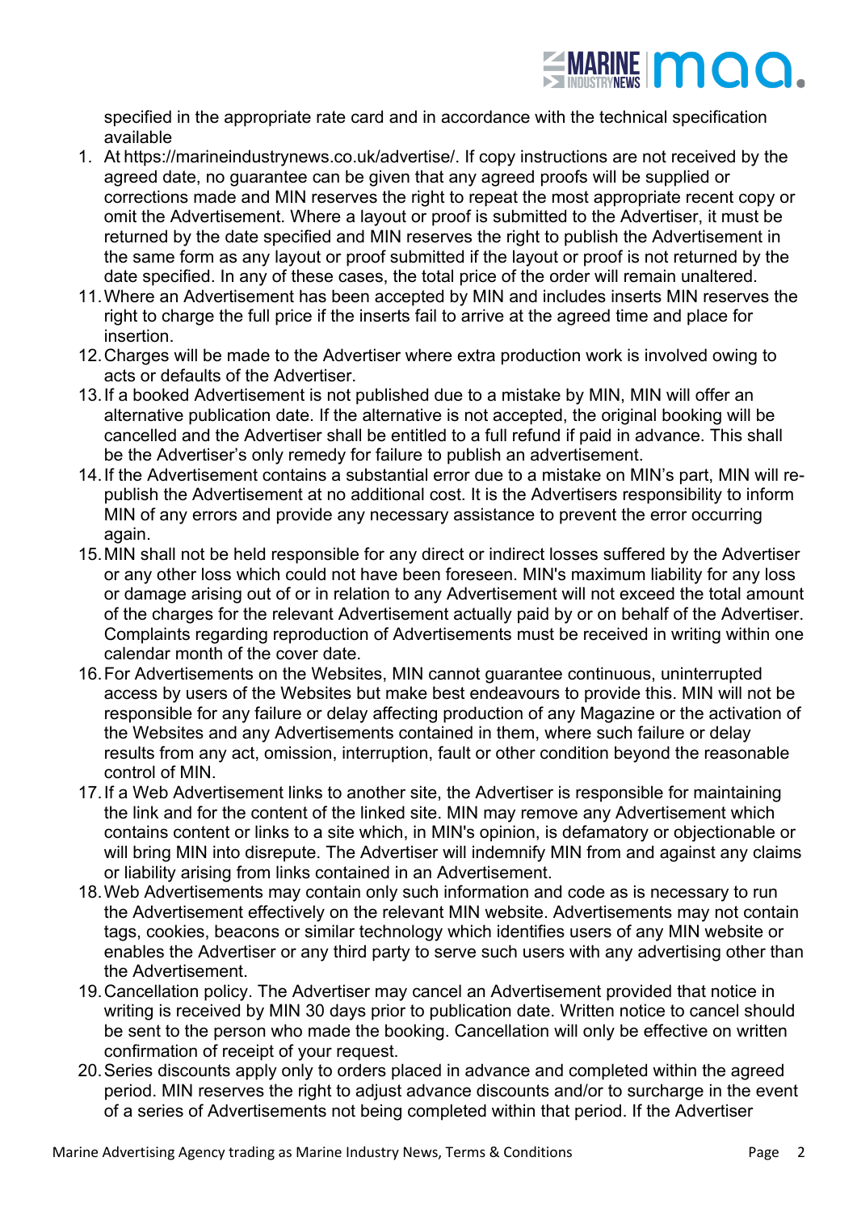specified in the appropriate rate card and in accordance with the technical specification available

1. At https://marineindustrynews.co.uk/advertise/. If copy instructions are not received by the agreed date, no guarantee can be given that any agreed proofs will be supplied or corrections made and MIN reserves the right to repeat the most appropriate recent copy or omit the Advertisement. Where a layout or proof is submitted to the Advertiser, it must be returned by the date specified and MIN reserves the right to publish the Advertisement in the same form as any layout or proof submitted if the layout or proof is not returned by the date specified. In any of these cases, the total price of the order will remain unaltered.

11. Where an Advertisement has been accepted by MIN and includes inserts MIN reserves the right to charge the full price if the inserts fail to arrive at the agreed time and place for insertion.
12. Charges will be made to the Advertiser where extra production work is involved owing to acts or defaults of the Advertiser.
13. If a booked Advertisement is not published due to a mistake by MIN, MIN will offer an alternative publication date. If the alternative is not accepted, the original booking will be cancelled and the Advertiser shall be entitled to a full refund if paid in advance. This shall be the Advertiser's only remedy for failure to publish an advertisement.
14. If the Advertisement contains a substantial error due to a mistake on MIN's part, MIN will re-publish the Advertisement at no additional cost. It is the Advertisers responsibility to inform MIN of any errors and provide any necessary assistance to prevent the error occurring again.
15. MIN shall not be held responsible for any direct or indirect losses suffered by the Advertiser or any other loss which could not have been foreseen. MIN's maximum liability for any loss or damage arising out of or in relation to any Advertisement will not exceed the total amount of the charges for the relevant Advertisement actually paid by or on behalf of the Advertiser. Complaints regarding reproduction of Advertisements must be received in writing within one calendar month of the cover date.
16. For Advertisements on the Websites, MIN cannot guarantee continuous, uninterrupted access by users of the Websites but make best endeavours to provide this. MIN will not be responsible for any failure or delay affecting production of any Magazine or the activation of the Websites and any Advertisements contained in them, where such failure or delay results from any act, omission, interruption, fault or other condition beyond the reasonable control of MIN.
17. If a Web Advertisement links to another site, the Advertiser is responsible for maintaining the link and for the content of the linked site. MIN may remove any Advertisement which contains content or links to a site which, in MIN's opinion, is defamatory or objectionable or will bring MIN into disrepute. The Advertiser will indemnify MIN from and against any claims or liability arising from links contained in an Advertisement.
18. Web Advertisements may contain only such information and code as is necessary to run the Advertisement effectively on the relevant MIN website. Advertisements may not contain tags, cookies, beacons or similar technology which identifies users of any MIN website or enables the Advertiser or any third party to serve such users with any advertising other than the Advertisement.
19. Cancellation policy. The Advertiser may cancel an Advertisement provided that notice in writing is received by MIN 30 days prior to publication date. Written notice to cancel should be sent to the person who made the booking. Cancellation will only be effective on written confirmation of receipt of your request.
20. Series discounts apply only to orders placed in advance and completed within the agreed period. MIN reserves the right to adjust advance discounts and/or to surcharge in the event of a series of Advertisements not being completed within that period. If the Advertiser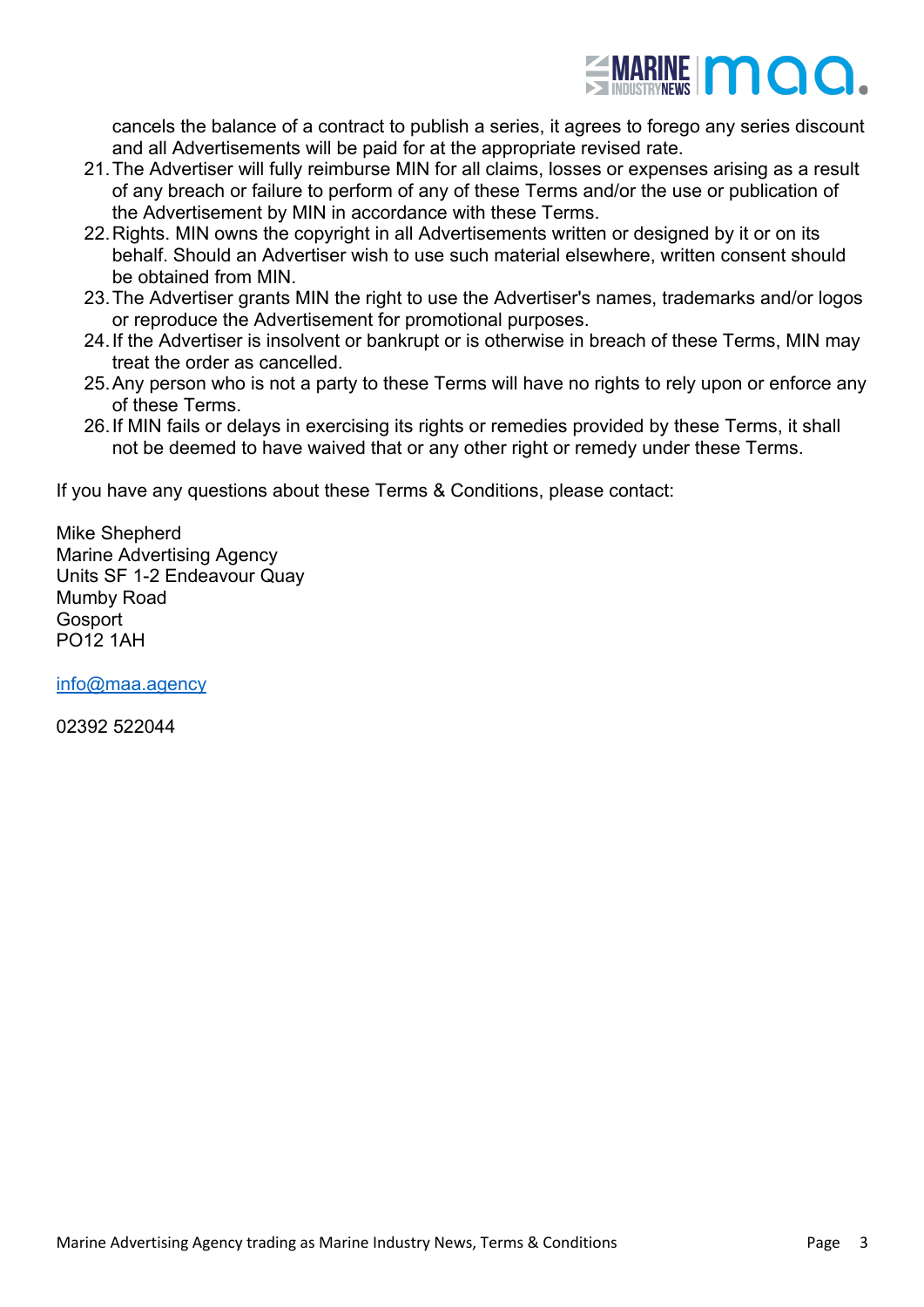cancels the balance of a contract to publish a series, it agrees to forego any series discount and all Advertisements will be paid for at the appropriate revised rate.

21. The Advertiser will fully reimburse MIN for all claims, losses or expenses arising as a result of any breach or failure to perform of any of these Terms and/or the use or publication of the Advertisement by MIN in accordance with these Terms.
22. Rights. MIN owns the copyright in all Advertisements written or designed by it or on its behalf. Should an Advertiser wish to use such material elsewhere, written consent should be obtained from MIN.
23. The Advertiser grants MIN the right to use the Advertiser's names, trademarks and/or logos or reproduce the Advertisement for promotional purposes.
24. If the Advertiser is insolvent or bankrupt or is otherwise in breach of these Terms, MIN may treat the order as cancelled.
25. Any person who is not a party to these Terms will have no rights to rely upon or enforce any of these Terms.
26. If MIN fails or delays in exercising its rights or remedies provided by these Terms, it shall not be deemed to have waived that or any other right or remedy under these Terms.

If you have any questions about these Terms & Conditions, please contact:

Mike Shepherd
Marine Advertising Agency
Units SF 1-2 Endeavour Quay
Mumby Road
Gosport
PO12 1AH

info@maa.agency

02392 522044